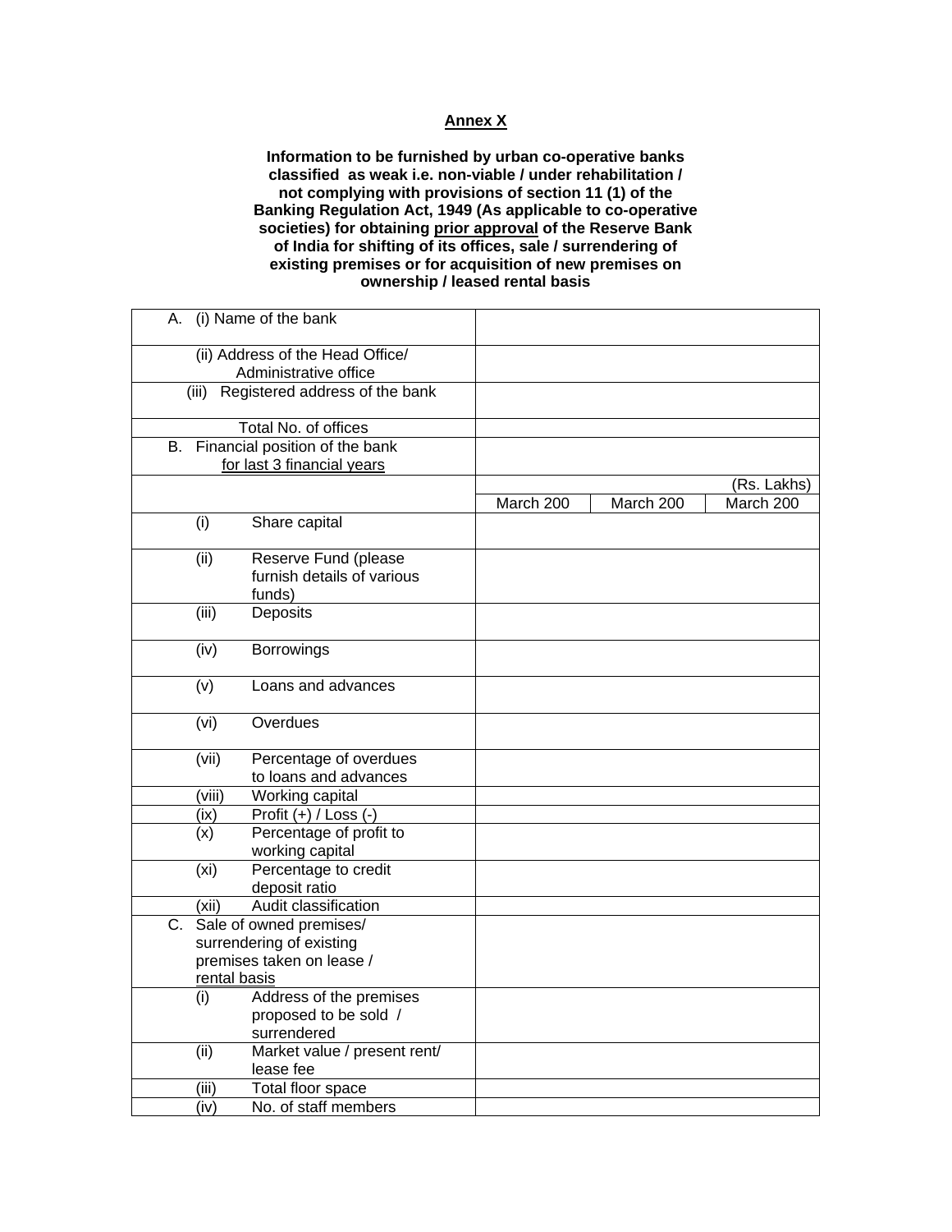## **Annex X**

**Information to be furnished by urban co-operative banks classified as weak i.e. non-viable / under rehabilitation / not complying with provisions of section 11 (1) of the Banking Regulation Act, 1949 (As applicable to co-operative societies) for obtaining <u>prior approval</u> of the Reserve Bank of India for shifting of its offices, sale / surrendering of existing premises or for acquisition of new premises on ownership / leased rental basis**

| | | | |
|---|---|---|---|
| A. (i) Name of the bank | | | |
| (ii) Address of the Head Office/ Administrative office | | | |
| (iii) Registered address of the bank | | | |
| Total No. of offices | | | |
| B. Financial position of the bank <u>for last 3 financial years</u> | | | |
| | | | (Rs. Lakhs) |
| | March 200 | March 200 | March 200 |
| (i) Share capital | | | |
| (ii) Reserve Fund (please furnish details of various funds) | | | |
| (iii) Deposits | | | |
| (iv) Borrowings | | | |
| (v) Loans and advances | | | |
| (vi) Overdues | | | |
| (vii) Percentage of overdues to loans and advances | | | |
| (viii) Working capital | | | |
| (ix) Profit (+) / Loss (-) | | | |
| (x) Percentage of profit to working capital | | | |
| (xi) Percentage to credit deposit ratio | | | |
| (xii) Audit classification | | | |
| C. Sale of owned premises/ surrendering of existing premises taken on lease / <u>rental basis</u> | | | |
| (i) Address of the premises proposed to be sold / surrendered | | | |
| (ii) Market value / present rent/ lease fee | | | |
| (iii) Total floor space | | | |
| (iv) No. of staff members | | | |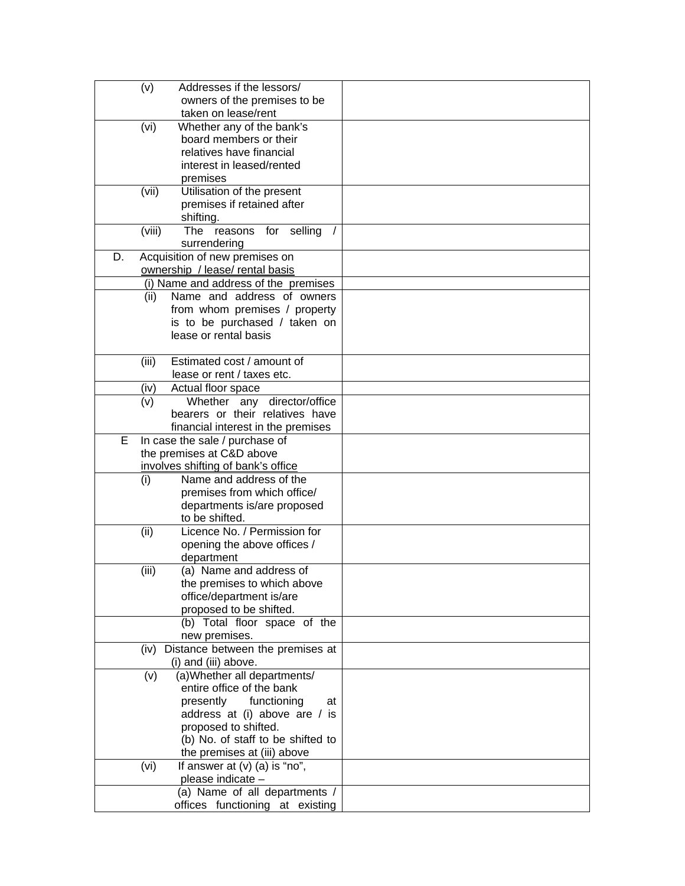| | |
|---|---|
| (v) Addresses if the lessors/ owners of the premises to be taken on lease/rent | |
| (vi) Whether any of the bank's board members or their relatives have financial interest in leased/rented premises | |
| (vii) Utilisation of the present premises if retained after shifting. | |
| (viii) The reasons for selling / surrendering | |
| D. Acquisition of new premises on <u>ownership / lease/ rental basis</u> | |
| (i) Name and address of the premises | |
| (ii) Name and address of owners from whom premises / property is to be purchased / taken on lease or rental basis | |
| (iii) Estimated cost / amount of lease or rent / taxes etc. | |
| (iv) Actual floor space | |
| (v) Whether any director/office bearers or their relatives have financial interest in the premises | |
| E In case the sale / purchase of the premises at C&D above <u>involves shifting of bank's office</u> | |
| (i) Name and address of the premises from which office/ departments is/are proposed to be shifted. | |
| (ii) Licence No. / Permission for opening the above offices / department | |
| (iii) (a) Name and address of the premises to which above office/department is/are proposed to be shifted. | |
| (b) Total floor space of the new premises. | |
| (iv) Distance between the premises at (i) and (iii) above. | |
| (v) (a)Whether all departments/ entire office of the bank presently functioning at address at (i) above are / is proposed to shifted. (b) No. of staff to be shifted to the premises at (iii) above | |
| (vi) If answer at (v) (a) is "no", please indicate – | |
| (a) Name of all departments / offices functioning at existing | |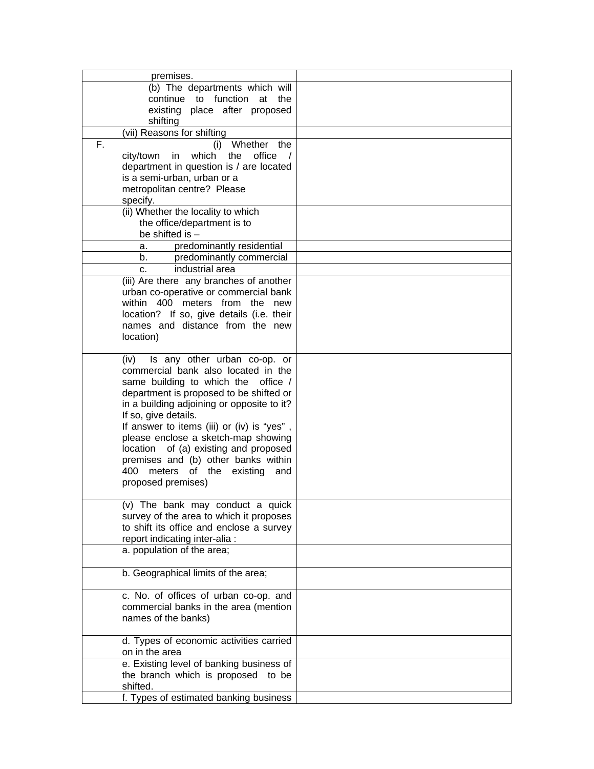| | |
|---|---|
| premises. | |
| (b) The departments which will continue to function at the existing place after proposed shifting | |
| (vii) Reasons for shifting | |
| F. (i) Whether the city/town in which the office / department in question is / are located is a semi-urban, urban or a metropolitan centre? Please specify. | |
| (ii) Whether the locality to which the office/department is to be shifted is – | |
| a. predominantly residential | |
| b. predominantly commercial | |
| c. industrial area | |
| (iii) Are there any branches of another urban co-operative or commercial bank within 400 meters from the new location? If so, give details (i.e. their names and distance from the new location) | |
| (iv) Is any other urban co-op. or commercial bank also located in the same building to which the office / department is proposed to be shifted or in a building adjoining or opposite to it? If so, give details.<br>If answer to items (iii) or (iv) is "yes" , please enclose a sketch-map showing location of (a) existing and proposed premises and (b) other banks within 400 meters of the existing and proposed premises) | |
| (v) The bank may conduct a quick survey of the area to which it proposes to shift its office and enclose a survey report indicating inter-alia : | |
| a. population of the area; | |
| b. Geographical limits of the area; | |
| c. No. of offices of urban co-op. and commercial banks in the area (mention names of the banks) | |
| d. Types of economic activities carried on in the area | |
| e. Existing level of banking business of the branch which is proposed to be shifted. | |
| f. Types of estimated banking business | |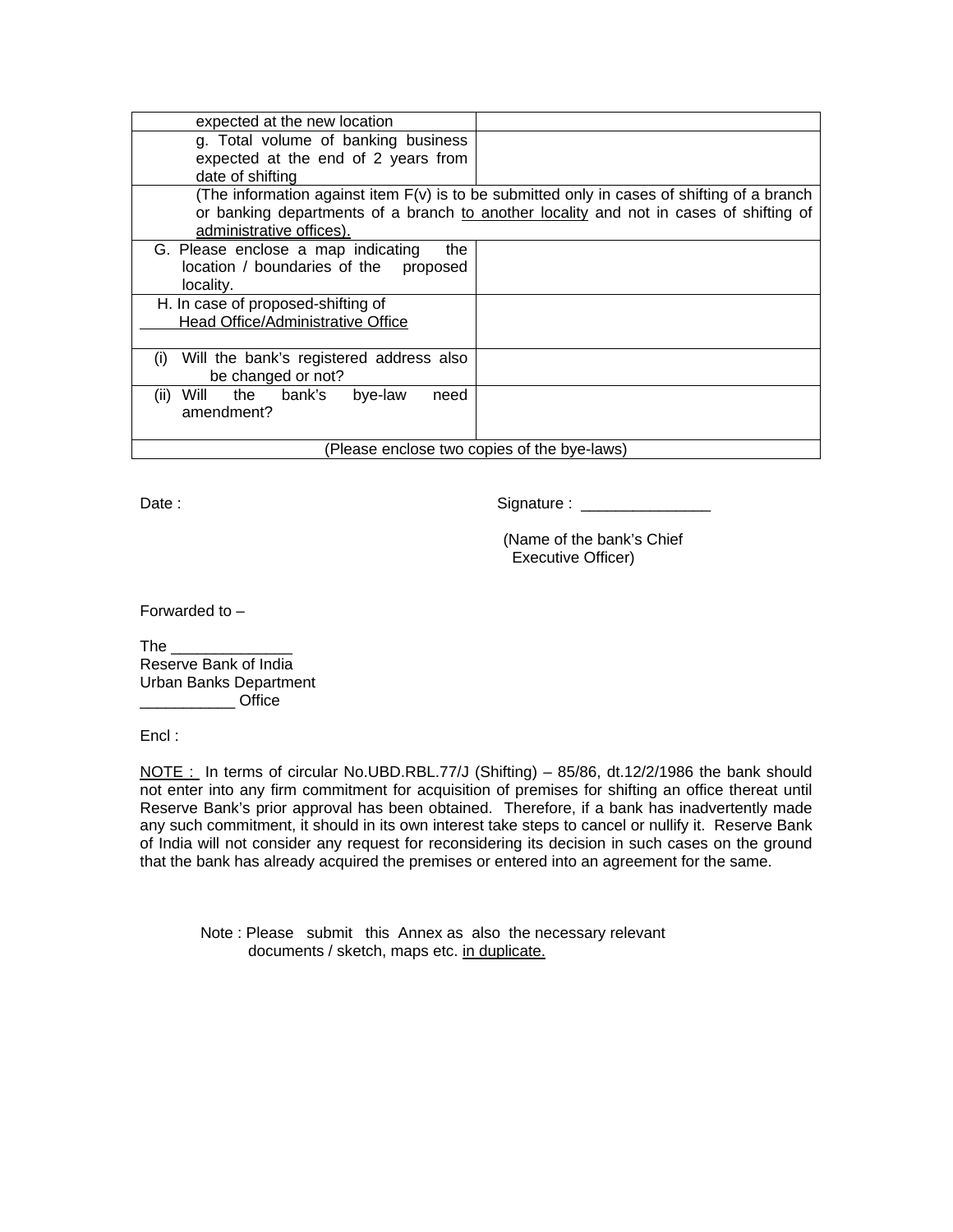| | |
|---|---|
| expected at the new location | |
| g. Total volume of banking business expected at the end of 2 years from date of shifting | |
| (The information against item F(v) is to be submitted only in cases of shifting of a branch or banking departments of a branch to another locality and not in cases of shifting of administrative offices). | |
| G. Please enclose a map indicating the location / boundaries of the proposed locality. | |
| H. In case of proposed-shifting of Head Office/Administrative Office | |
| (i) Will the bank's registered address also be changed or not? | |
| (ii) Will the bank's bye-law need amendment? | |
| (Please enclose two copies of the bye-laws) | |

Date :

Signature : _______________

(Name of the bank's Chief Executive Officer)

Forwarded to –

The ______________
Reserve Bank of India
Urban Banks Department
___________ Office

Encl :

NOTE : In terms of circular No.UBD.RBL.77/J (Shifting) – 85/86, dt.12/2/1986 the bank should not enter into any firm commitment for acquisition of premises for shifting an office thereat until Reserve Bank's prior approval has been obtained. Therefore, if a bank has inadvertently made any such commitment, it should in its own interest take steps to cancel or nullify it. Reserve Bank of India will not consider any request for reconsidering its decision in such cases on the ground that the bank has already acquired the premises or entered into an agreement for the same.

Note : Please submit this Annex as also the necessary relevant documents / sketch, maps etc. in duplicate.